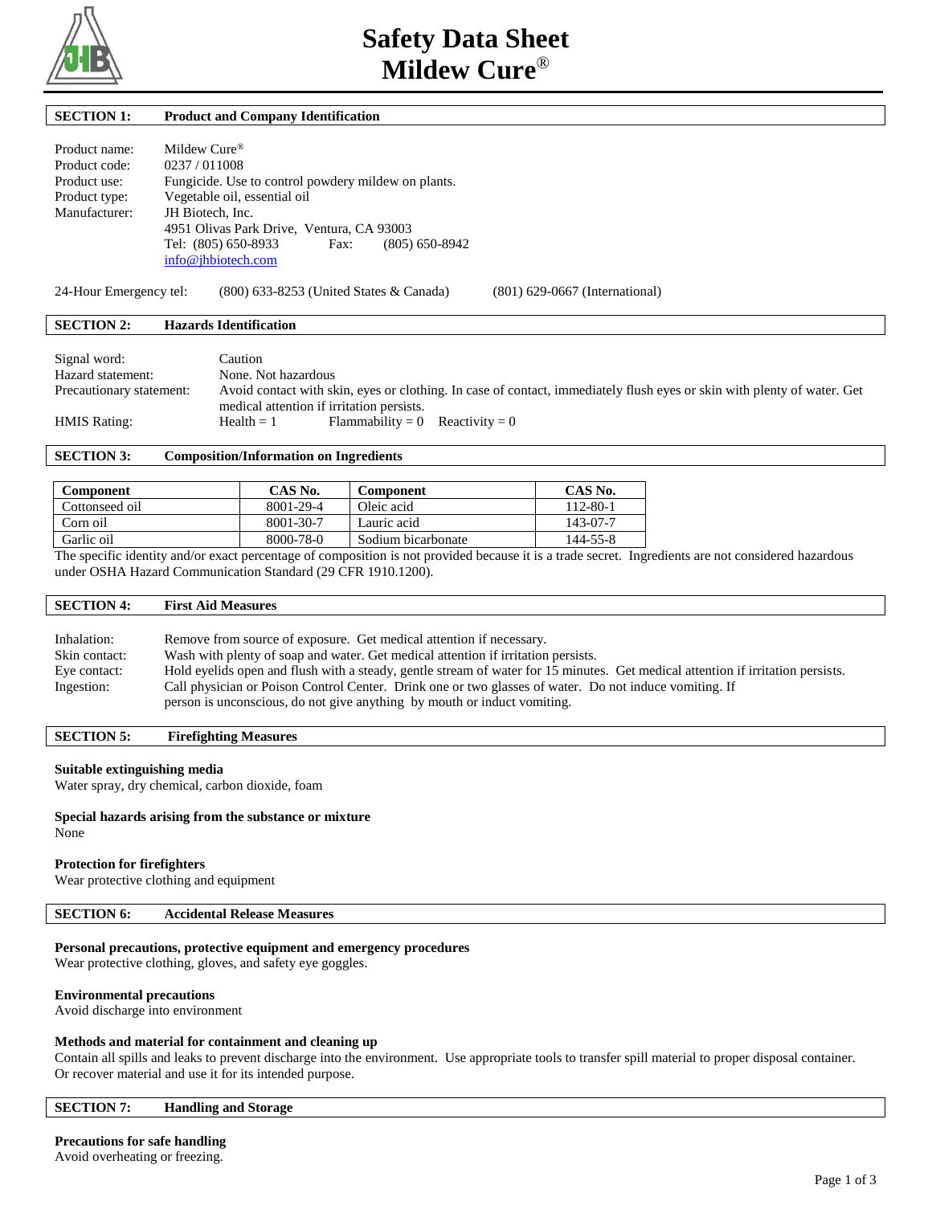# Safety Data Sheet
# Mildew Cure®

## SECTION 1: Product and Company Identification

Product name: Mildew Cure®
Product code: 0237 / 011008
Product use: Fungicide. Use to control powdery mildew on plants.
Product type: Vegetable oil, essential oil
Manufacturer: JH Biotech, Inc.
4951 Olivas Park Drive, Ventura, CA 93003
Tel: (805) 650-8933 Fax: (805) 650-8942
info@jhbiotech.com

24-Hour Emergency tel: (800) 633-8253 (United States & Canada) (801) 629-0667 (International)

## SECTION 2: Hazards Identification

Signal word: Caution
Hazard statement: None. Not hazardous
Precautionary statement: Avoid contact with skin, eyes or clothing. In case of contact, immediately flush eyes or skin with plenty of water. Get medical attention if irritation persists.
HMIS Rating: Health = 1 Flammability = 0 Reactivity = 0

## SECTION 3: Composition/Information on Ingredients

| Component | CAS No. | Component | CAS No. |
|---|---|---|---|
| Cottonseed oil | 8001-29-4 | Oleic acid | 112-80-1 |
| Corn oil | 8001-30-7 | Lauric acid | 143-07-7 |
| Garlic oil | 8000-78-0 | Sodium bicarbonate | 144-55-8 |

The specific identity and/or exact percentage of composition is not provided because it is a trade secret. Ingredients are not considered hazardous under OSHA Hazard Communication Standard (29 CFR 1910.1200).

## SECTION 4: First Aid Measures

Inhalation: Remove from source of exposure. Get medical attention if necessary.
Skin contact: Wash with plenty of soap and water. Get medical attention if irritation persists.
Eye contact: Hold eyelids open and flush with a steady, gentle stream of water for 15 minutes. Get medical attention if irritation persists.
Ingestion: Call physician or Poison Control Center. Drink one or two glasses of water. Do not induce vomiting. If person is unconscious, do not give anything by mouth or induct vomiting.

## SECTION 5: Firefighting Measures

**Suitable extinguishing media**
Water spray, dry chemical, carbon dioxide, foam

**Special hazards arising from the substance or mixture**
None

**Protection for firefighters**
Wear protective clothing and equipment

## SECTION 6: Accidental Release Measures

**Personal precautions, protective equipment and emergency procedures**
Wear protective clothing, gloves, and safety eye goggles.

**Environmental precautions**
Avoid discharge into environment

**Methods and material for containment and cleaning up**
Contain all spills and leaks to prevent discharge into the environment. Use appropriate tools to transfer spill material to proper disposal container. Or recover material and use it for its intended purpose.

## SECTION 7: Handling and Storage

**Precautions for safe handling**
Avoid overheating or freezing.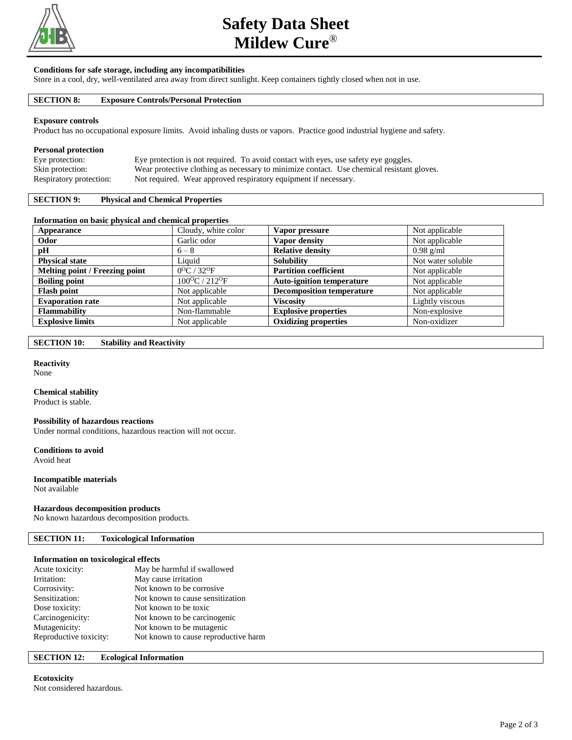**Conditions for safe storage, including any incompatibilities**

Store in a cool, dry, well-ventilated area away from direct sunlight. Keep containers tightly closed when not in use.

## SECTION 8: Exposure Controls/Personal Protection

**Exposure controls**

Product has no occupational exposure limits. Avoid inhaling dusts or vapors. Practice good industrial hygiene and safety.

**Personal protection**

Eye protection: Eye protection is not required. To avoid contact with eyes, use safety eye goggles.
Skin protection: Wear protective clothing as necessary to minimize contact. Use chemical resistant gloves.
Respiratory protection: Not required. Wear approved respiratory equipment if necessary.

## SECTION 9: Physical and Chemical Properties

**Information on basic physical and chemical properties**

| **Appearance** | Cloudy, white color | **Vapor pressure** | Not applicable |
|---|---|---|---|
| **Odor** | Garlic odor | **Vapor density** | Not applicable |
| **pH** | 6 – 8 | **Relative density** | 0.98 g/ml |
| **Physical state** | Liquid | **Solubility** | Not water soluble |
| **Melting point / Freezing point** | $0^{O}C$ / $32^{O}F$ | **Partition coefficient** | Not applicable |
| **Boiling point** | $100^{O}C$ / $212^{O}F$ | **Auto-ignition temperature** | Not applicable |
| **Flash point** | Not applicable | **Decomposition temperature** | Not applicable |
| **Evaporation rate** | Not applicable | **Viscosity** | Lightly viscous |
| **Flammability** | Non-flammable | **Explosive properties** | Non-explosive |
| **Explosive limits** | Not applicable | **Oxidizing properties** | Non-oxidizer |

## SECTION 10: Stability and Reactivity

**Reactivity**

None

**Chemical stability**

Product is stable.

**Possibility of hazardous reactions**

Under normal conditions, hazardous reaction will not occur.

**Conditions to avoid**

Avoid heat

**Incompatible materials**

Not available

**Hazardous decomposition products**

No known hazardous decomposition products.

## SECTION 11: Toxicological Information

**Information on toxicological effects**

Acute toxicity: May be harmful if swallowed
Irritation: May cause irritation
Corrosivity: Not known to be corrosive
Sensitization: Not known to cause sensitization
Dose toxicity: Not known to be toxic
Carcinogenicity: Not known to be carcinogenic
Mutagenicity: Not known to be mutagenic
Reproductive toxicity: Not known to cause reproductive harm

## SECTION 12: Ecological Information

**Ecotoxicity**

Not considered hazardous.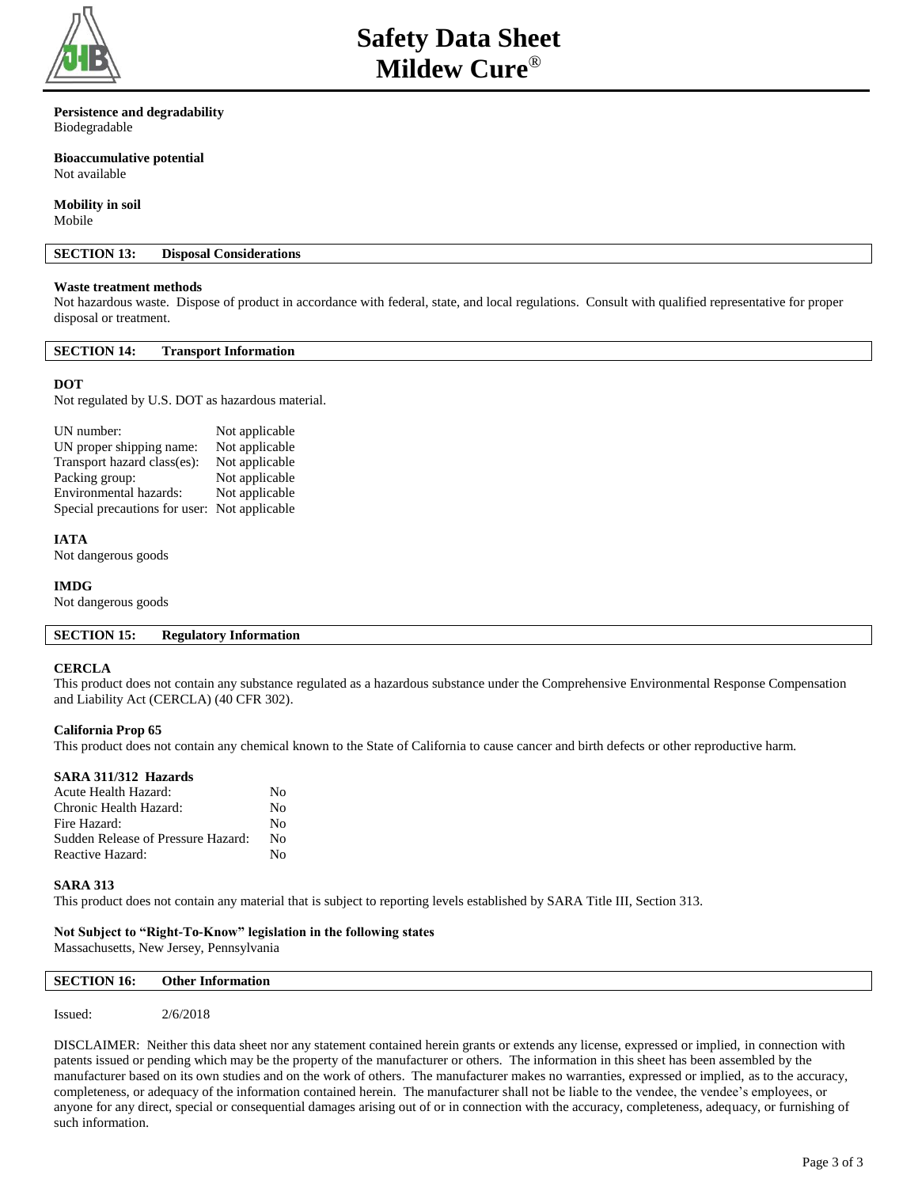**Persistence and degradability**
Biodegradable

**Bioaccumulative potential**
Not available

**Mobility in soil**
Mobile

## SECTION 13: Disposal Considerations

**Waste treatment methods**
Not hazardous waste. Dispose of product in accordance with federal, state, and local regulations. Consult with qualified representative for proper disposal or treatment.

## SECTION 14: Transport Information

**DOT**
Not regulated by U.S. DOT as hazardous material.

| | |
|---|---|
| UN number: | Not applicable |
| UN proper shipping name: | Not applicable |
| Transport hazard class(es): | Not applicable |
| Packing group: | Not applicable |
| Environmental hazards: | Not applicable |
| Special precautions for user: | Not applicable |

**IATA**
Not dangerous goods

**IMDG**
Not dangerous goods

## SECTION 15: Regulatory Information

**CERCLA**
This product does not contain any substance regulated as a hazardous substance under the Comprehensive Environmental Response Compensation and Liability Act (CERCLA) (40 CFR 302).

**California Prop 65**
This product does not contain any chemical known to the State of California to cause cancer and birth defects or other reproductive harm.

**SARA 311/312 Hazards**

| | |
|---|---|
| Acute Health Hazard: | No |
| Chronic Health Hazard: | No |
| Fire Hazard: | No |
| Sudden Release of Pressure Hazard: | No |
| Reactive Hazard: | No |

**SARA 313**
This product does not contain any material that is subject to reporting levels established by SARA Title III, Section 313.

**Not Subject to "Right-To-Know" legislation in the following states**
Massachusetts, New Jersey, Pennsylvania

## SECTION 16: Other Information

Issued: 2/6/2018

DISCLAIMER: Neither this data sheet nor any statement contained herein grants or extends any license, expressed or implied, in connection with patents issued or pending which may be the property of the manufacturer or others. The information in this sheet has been assembled by the manufacturer based on its own studies and on the work of others. The manufacturer makes no warranties, expressed or implied, as to the accuracy, completeness, or adequacy of the information contained herein. The manufacturer shall not be liable to the vendee, the vendee's employees, or anyone for any direct, special or consequential damages arising out of or in connection with the accuracy, completeness, adequacy, or furnishing of such information.